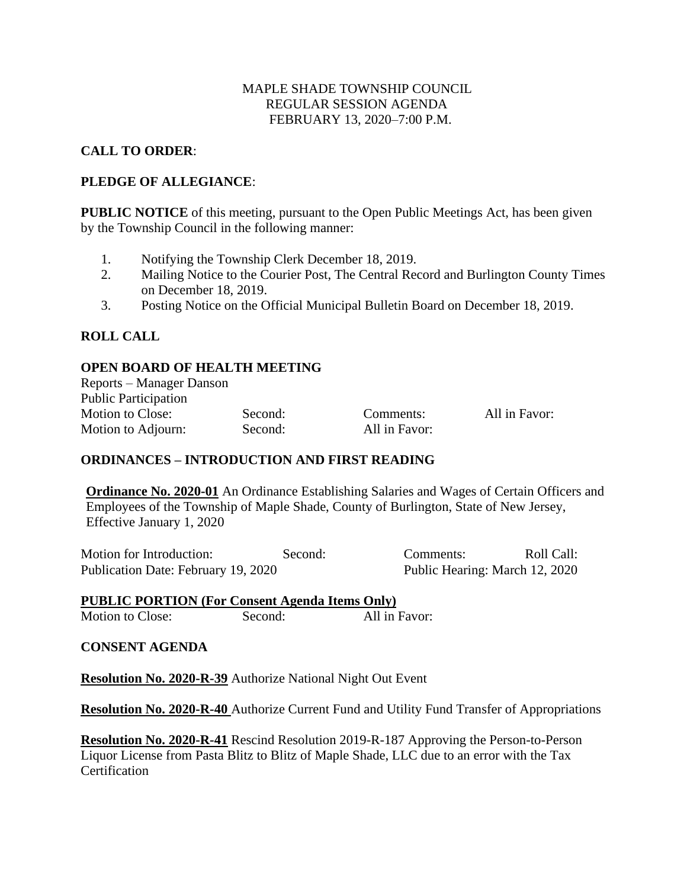MAPLE SHADE TOWNSHIP COUNCIL
REGULAR SESSION AGENDA
FEBRUARY 13, 2020–7:00 P.M.

**CALL TO ORDER**:

**PLEDGE OF ALLEGIANCE**:

**PUBLIC NOTICE** of this meeting, pursuant to the Open Public Meetings Act, has been given by the Township Council in the following manner:

1. Notifying the Township Clerk December 18, 2019.
2. Mailing Notice to the Courier Post, The Central Record and Burlington County Times on December 18, 2019.
3. Posting Notice on the Official Municipal Bulletin Board on December 18, 2019.

**ROLL CALL**

**OPEN BOARD OF HEALTH MEETING**

Reports – Manager Danson
Public Participation

| Motion to Close: | Second: | Comments: | All in Favor: |
|---|---|---|---|
| Motion to Adjourn: | Second: | All in Favor: | |

**ORDINANCES – INTRODUCTION AND FIRST READING**

**Ordinance No. 2020-01** An Ordinance Establishing Salaries and Wages of Certain Officers and Employees of the Township of Maple Shade, County of Burlington, State of New Jersey, Effective January 1, 2020

Motion for Introduction: Second: Comments: Roll Call:
Publication Date: February 19, 2020 Public Hearing: March 12, 2020

**PUBLIC PORTION (For Consent Agenda Items Only)**

Motion to Close: Second: All in Favor:

**CONSENT AGENDA**

**Resolution No. 2020-R-39** Authorize National Night Out Event

**Resolution No. 2020-R-40** Authorize Current Fund and Utility Fund Transfer of Appropriations

**Resolution No. 2020-R-41** Rescind Resolution 2019-R-187 Approving the Person-to-Person Liquor License from Pasta Blitz to Blitz of Maple Shade, LLC due to an error with the Tax Certification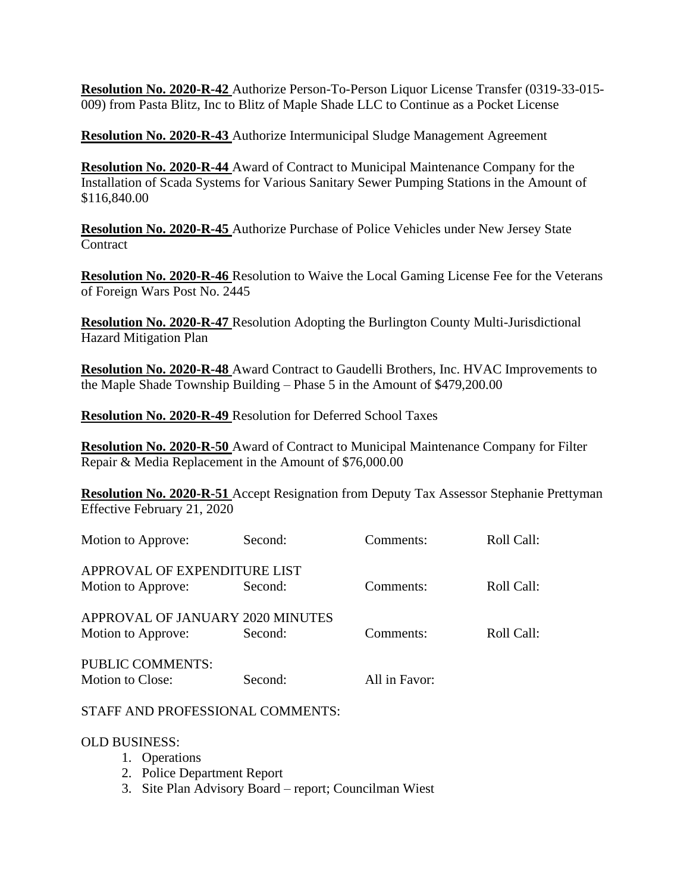**Resolution No. 2020-R-42** Authorize Person-To-Person Liquor License Transfer (0319-33-015-009) from Pasta Blitz, Inc to Blitz of Maple Shade LLC to Continue as a Pocket License

**Resolution No. 2020-R-43** Authorize Intermunicipal Sludge Management Agreement

**Resolution No. 2020-R-44** Award of Contract to Municipal Maintenance Company for the Installation of Scada Systems for Various Sanitary Sewer Pumping Stations in the Amount of $116,840.00

**Resolution No. 2020-R-45** Authorize Purchase of Police Vehicles under New Jersey State Contract

**Resolution No. 2020-R-46** Resolution to Waive the Local Gaming License Fee for the Veterans of Foreign Wars Post No. 2445

**Resolution No. 2020-R-47** Resolution Adopting the Burlington County Multi-Jurisdictional Hazard Mitigation Plan

**Resolution No. 2020-R-48** Award Contract to Gaudelli Brothers, Inc. HVAC Improvements to the Maple Shade Township Building – Phase 5 in the Amount of $479,200.00

**Resolution No. 2020-R-49** Resolution for Deferred School Taxes

**Resolution No. 2020-R-50** Award of Contract to Municipal Maintenance Company for Filter Repair & Media Replacement in the Amount of $76,000.00

**Resolution No. 2020-R-51** Accept Resignation from Deputy Tax Assessor Stephanie Prettyman Effective February 21, 2020

Motion to Approve: Second: Comments: Roll Call:

APPROVAL OF EXPENDITURE LIST
Motion to Approve: Second: Comments: Roll Call:

APPROVAL OF JANUARY 2020 MINUTES
Motion to Approve: Second: Comments: Roll Call:

PUBLIC COMMENTS:
Motion to Close: Second: All in Favor:

STAFF AND PROFESSIONAL COMMENTS:

OLD BUSINESS:

1. Operations
2. Police Department Report
3. Site Plan Advisory Board – report; Councilman Wiest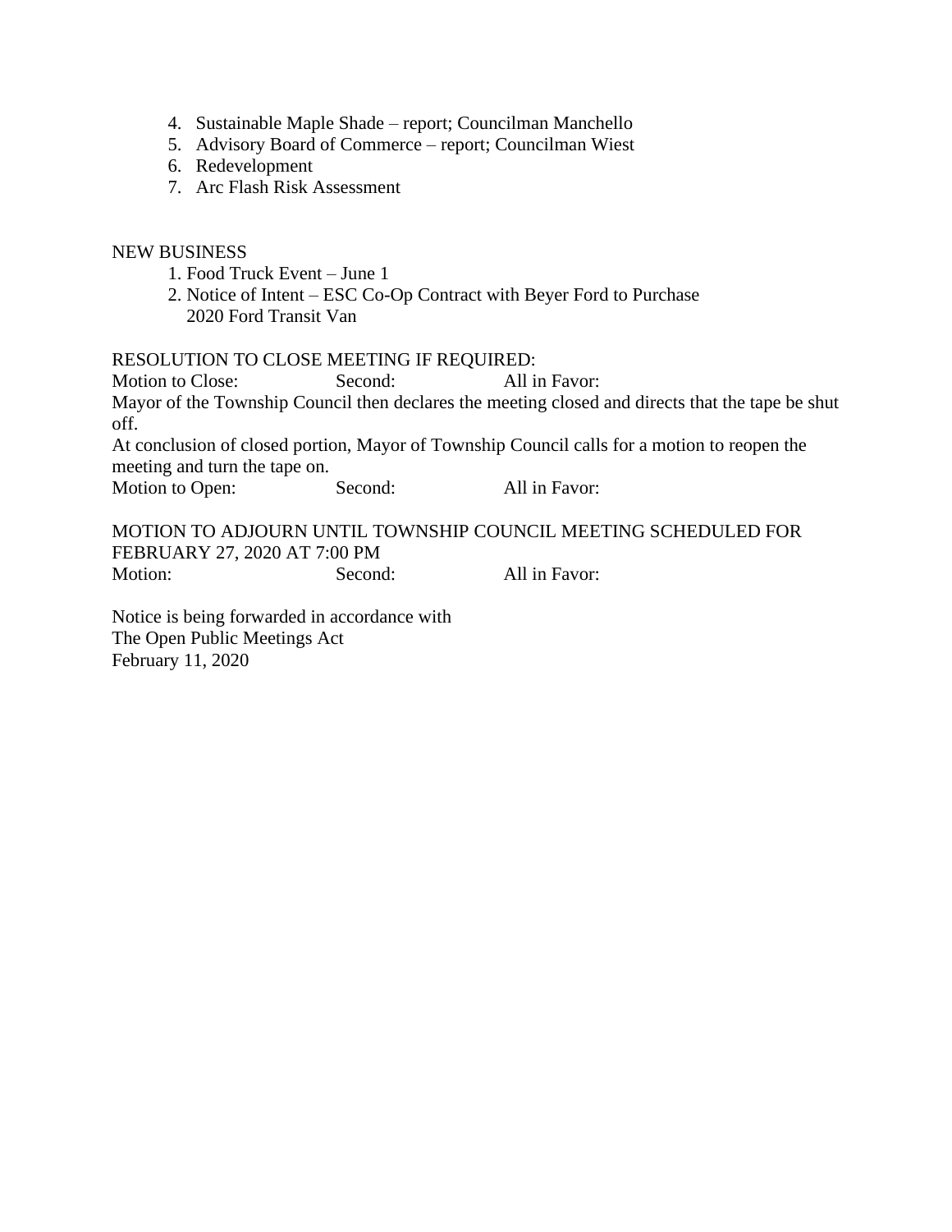4. Sustainable Maple Shade – report; Councilman Manchello
5. Advisory Board of Commerce – report; Councilman Wiest
6. Redevelopment
7. Arc Flash Risk Assessment

NEW BUSINESS

1. Food Truck Event – June 1
2. Notice of Intent – ESC Co-Op Contract with Beyer Ford to Purchase 2020 Ford Transit Van

RESOLUTION TO CLOSE MEETING IF REQUIRED:

Motion to Close: Second: All in Favor:

Mayor of the Township Council then declares the meeting closed and directs that the tape be shut off.

At conclusion of closed portion, Mayor of Township Council calls for a motion to reopen the meeting and turn the tape on.

Motion to Open: Second: All in Favor:

MOTION TO ADJOURN UNTIL TOWNSHIP COUNCIL MEETING SCHEDULED FOR FEBRUARY 27, 2020 AT 7:00 PM

Motion: Second: All in Favor:

Notice is being forwarded in accordance with
The Open Public Meetings Act
February 11, 2020